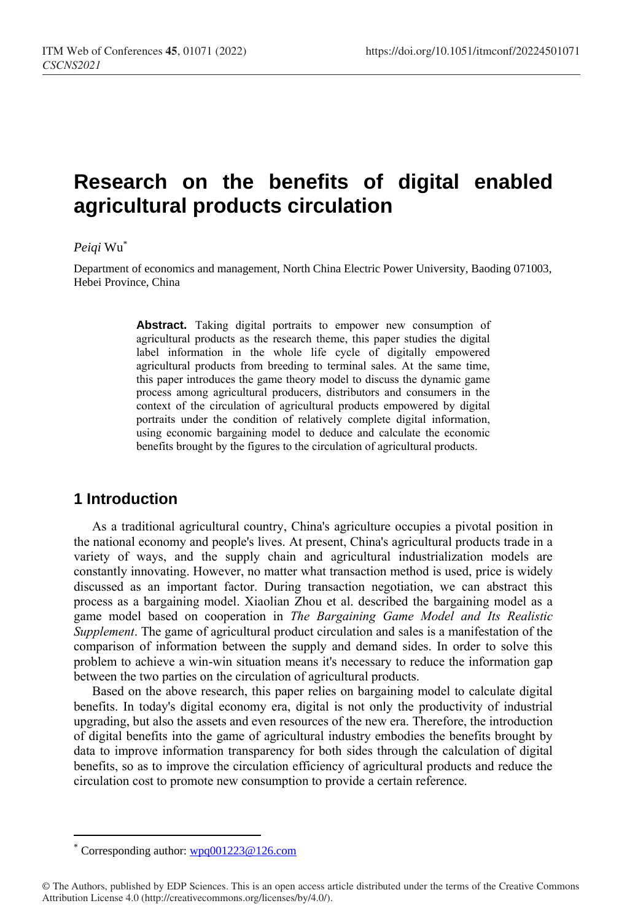# Research on the benefits of digital enabled agricultural products circulation

*Peiqi* Wu*

Department of economics and management, North China Electric Power University, Baoding 071003, Hebei Province, China

**Abstract.** Taking digital portraits to empower new consumption of agricultural products as the research theme, this paper studies the digital label information in the whole life cycle of digitally empowered agricultural products from breeding to terminal sales. At the same time, this paper introduces the game theory model to discuss the dynamic game process among agricultural producers, distributors and consumers in the context of the circulation of agricultural products empowered by digital portraits under the condition of relatively complete digital information, using economic bargaining model to deduce and calculate the economic benefits brought by the figures to the circulation of agricultural products.

## 1 Introduction

As a traditional agricultural country, China's agriculture occupies a pivotal position in the national economy and people's lives. At present, China's agricultural products trade in a variety of ways, and the supply chain and agricultural industrialization models are constantly innovating. However, no matter what transaction method is used, price is widely discussed as an important factor. During transaction negotiation, we can abstract this process as a bargaining model. Xiaolian Zhou et al. described the bargaining model as a game model based on cooperation in *The Bargaining Game Model and Its Realistic Supplement*. The game of agricultural product circulation and sales is a manifestation of the comparison of information between the supply and demand sides. In order to solve this problem to achieve a win-win situation means it's necessary to reduce the information gap between the two parties on the circulation of agricultural products.

Based on the above research, this paper relies on bargaining model to calculate digital benefits. In today's digital economy era, digital is not only the productivity of industrial upgrading, but also the assets and even resources of the new era. Therefore, the introduction of digital benefits into the game of agricultural industry embodies the benefits brought by data to improve information transparency for both sides through the calculation of digital benefits, so as to improve the circulation efficiency of agricultural products and reduce the circulation cost to promote new consumption to provide a certain reference.

* Corresponding author: wpq001223@126.com

© The Authors, published by EDP Sciences. This is an open access article distributed under the terms of the Creative Commons Attribution License 4.0 (http://creativecommons.org/licenses/by/4.0/).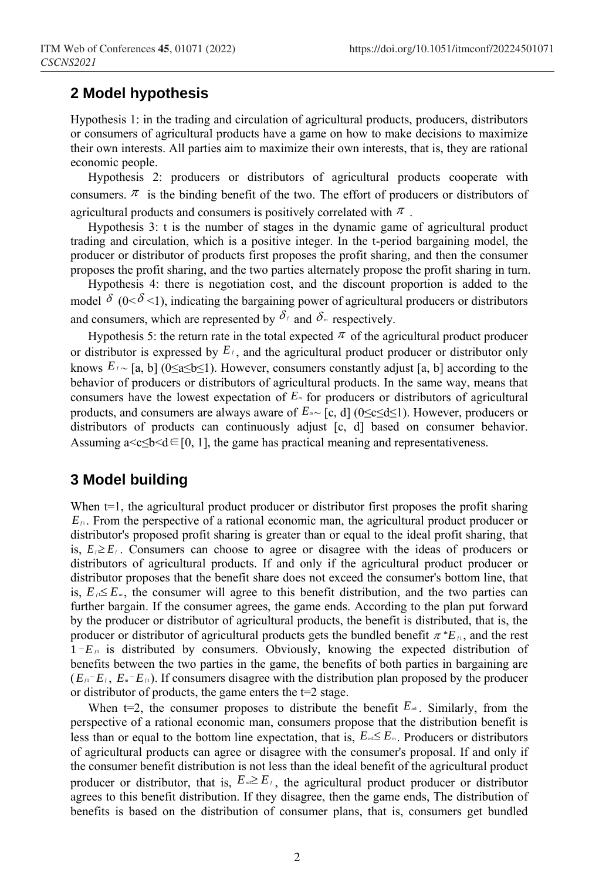## 2 Model hypothesis

Hypothesis 1: in the trading and circulation of agricultural products, producers, distributors or consumers of agricultural products have a game on how to make decisions to maximize their own interests. All parties aim to maximize their own interests, that is, they are rational economic people.

Hypothesis 2: producers or distributors of agricultural products cooperate with consumers. $\pi$ is the binding benefit of the two. The effort of producers or distributors of agricultural products and consumers is positively correlated with $\pi$.

Hypothesis 3: t is the number of stages in the dynamic game of agricultural product trading and circulation, which is a positive integer. In the t-period bargaining model, the producer or distributor of products first proposes the profit sharing, and then the consumer proposes the profit sharing, and the two parties alternately propose the profit sharing in turn.

Hypothesis 4: there is negotiation cost, and the discount proportion is added to the model $\delta$ ($0<\delta<1$), indicating the bargaining power of agricultural producers or distributors and consumers, which are represented by $\delta_f$ and $\delta_m$ respectively.

Hypothesis 5: the return rate in the total expected $\pi$ of the agricultural product producer or distributor is expressed by $E_f$, and the agricultural product producer or distributor only knows $E_f\sim$ [a, b] ($0\leq a\leq b\leq 1$). However, consumers constantly adjust [a, b] according to the behavior of producers or distributors of agricultural products. In the same way, means that consumers have the lowest expectation of $E_m$ for producers or distributors of agricultural products, and consumers are always aware of $E_m\sim$ [c, d] ($0\leq c\leq d\leq 1$). However, producers or distributors of products can continuously adjust [c, d] based on consumer behavior. Assuming $a<c\leq b<d\in[0, 1]$, the game has practical meaning and representativeness.

## 3 Model building

When t=1, the agricultural product producer or distributor first proposes the profit sharing $E_{f1}$. From the perspective of a rational economic man, the agricultural product producer or distributor's proposed profit sharing is greater than or equal to the ideal profit sharing, that is, $E_{f1}\geq E_f$. Consumers can choose to agree or disagree with the ideas of producers or distributors of agricultural products. If and only if the agricultural product producer or distributor proposes that the benefit share does not exceed the consumer's bottom line, that is, $E_{f1}\leq E_m$, the consumer will agree to this benefit distribution, and the two parties can further bargain. If the consumer agrees, the game ends. According to the plan put forward by the producer or distributor of agricultural products, the benefit is distributed, that is, the producer or distributor of agricultural products gets the bundled benefit $\pi * E_{f1}$, and the rest $1-E_{f1}$ is distributed by consumers. Obviously, knowing the expected distribution of benefits between the two parties in the game, the benefits of both parties in bargaining are ($E_{f1}-E_f$, $E_m-E_{f1}$). If consumers disagree with the distribution plan proposed by the producer or distributor of products, the game enters the t=2 stage.

When t=2, the consumer proposes to distribute the benefit $E_{m1}$. Similarly, from the perspective of a rational economic man, consumers propose that the distribution benefit is less than or equal to the bottom line expectation, that is, $E_{m1}\leq E_m$. Producers or distributors of agricultural products can agree or disagree with the consumer's proposal. If and only if the consumer benefit distribution is not less than the ideal benefit of the agricultural product producer or distributor, that is, $E_{m1}\geq E_f$, the agricultural product producer or distributor agrees to this benefit distribution. If they disagree, then the game ends, The distribution of benefits is based on the distribution of consumer plans, that is, consumers get bundled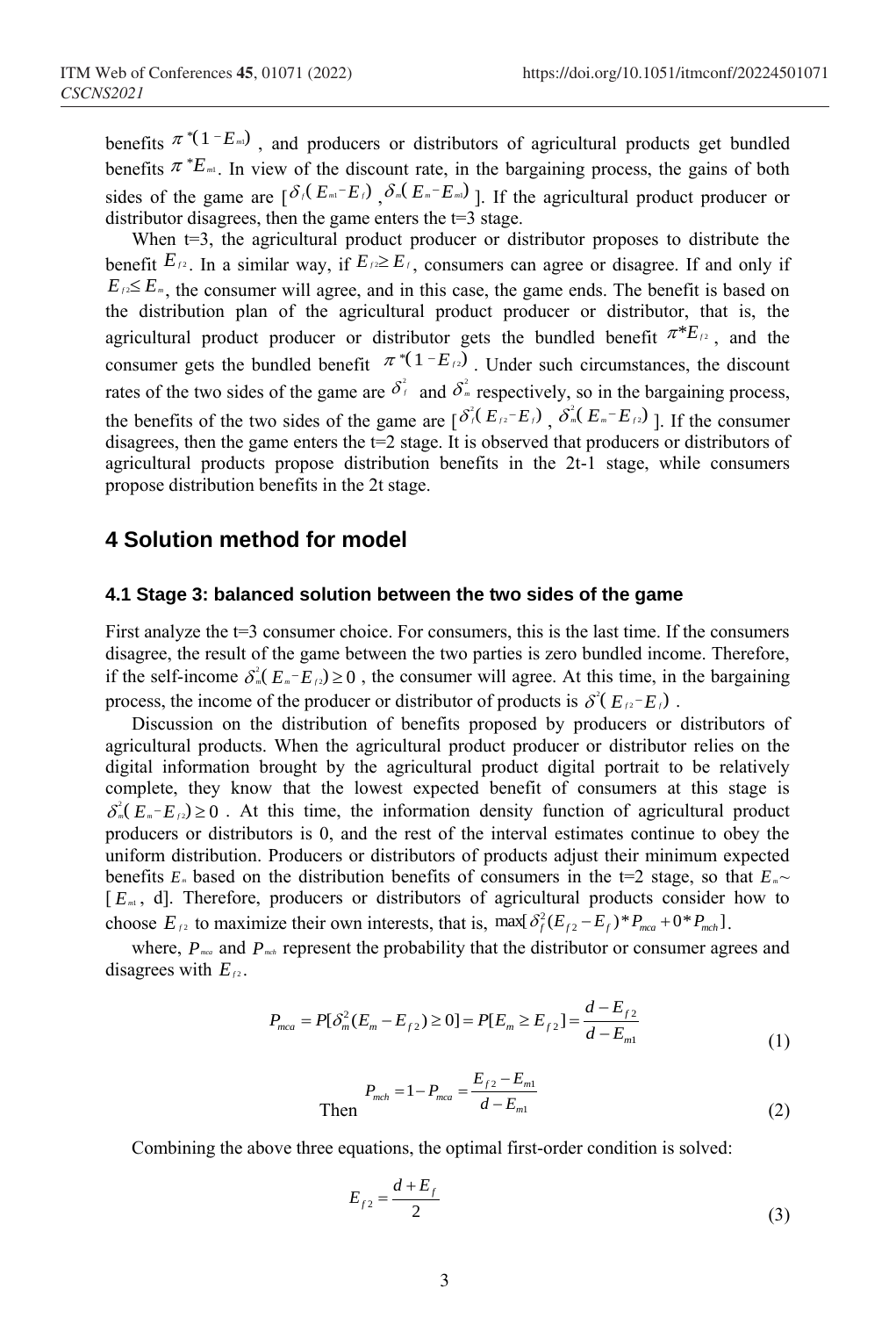benefits $\pi^*(1-E_{m1})$ , and producers or distributors of agricultural products get bundled benefits $\pi^*E_{m1}$. In view of the discount rate, in the bargaining process, the gains of both sides of the game are [$\delta_f(E_{m1}-E_f)$ ,$\delta_m(E_m-E_{m1})$ ]. If the agricultural product producer or distributor disagrees, then the game enters the t=3 stage.

When t=3, the agricultural product producer or distributor proposes to distribute the benefit $E_{f2}$. In a similar way, if $E_{f2}\geq E_f$, consumers can agree or disagree. If and only if $E_{f2}\leq E_m$, the consumer will agree, and in this case, the game ends. The benefit is based on the distribution plan of the agricultural product producer or distributor, that is, the agricultural product producer or distributor gets the bundled benefit $\pi^*E_{f2}$ , and the consumer gets the bundled benefit $\pi^*(1-E_{f2})$ . Under such circumstances, the discount rates of the two sides of the game are $\delta_f^2$ and $\delta_m^2$ respectively, so in the bargaining process, the benefits of the two sides of the game are [$\delta_f^2(E_{f2}-E_f)$ , $\delta_m^2(E_m-E_{f2})$ ]. If the consumer disagrees, then the game enters the t=2 stage. It is observed that producers or distributors of agricultural products propose distribution benefits in the 2t-1 stage, while consumers propose distribution benefits in the 2t stage.

## 4 Solution method for model

### 4.1 Stage 3: balanced solution between the two sides of the game

First analyze the t=3 consumer choice. For consumers, this is the last time. If the consumers disagree, the result of the game between the two parties is zero bundled income. Therefore, if the self-income $\delta_m^2(E_m-E_{f2})\geq 0$ , the consumer will agree. At this time, in the bargaining process, the income of the producer or distributor of products is $\delta^2(E_{f2}-E_f)$ .

Discussion on the distribution of benefits proposed by producers or distributors of agricultural products. When the agricultural product producer or distributor relies on the digital information brought by the agricultural product digital portrait to be relatively complete, they know that the lowest expected benefit of consumers at this stage is $\delta_m^2(E_m-E_{f2})\geq 0$ . At this time, the information density function of agricultural product producers or distributors is 0, and the rest of the interval estimates continue to obey the uniform distribution. Producers or distributors of products adjust their minimum expected benefits $E_m$ based on the distribution benefits of consumers in the t=2 stage, so that $E_m$~ [$E_{m1}$, d]. Therefore, producers or distributors of agricultural products consider how to choose $E_{f2}$ to maximize their own interests, that is, $\max[\delta_f^2(E_{f2}-E_f)*P_{mca}+0*P_{mch}]$.

where, $P_{mca}$ and $P_{mch}$ represent the probability that the distributor or consumer agrees and disagrees with $E_{f2}$.

$$P_{mca}=P[\delta_m^2(E_m-E_{f2})\geq 0]=P[E_m\geq E_{f2}]=\frac{d-E_{f2}}{d-E_{m1}} \tag{1}$$

Then
$$P_{mch}=1-P_{mca}=\frac{E_{f2}-E_{m1}}{d-E_{m1}} \tag{2}$$

Combining the above three equations, the optimal first-order condition is solved:

$$E_{f2}=\frac{d+E_f}{2} \tag{3}$$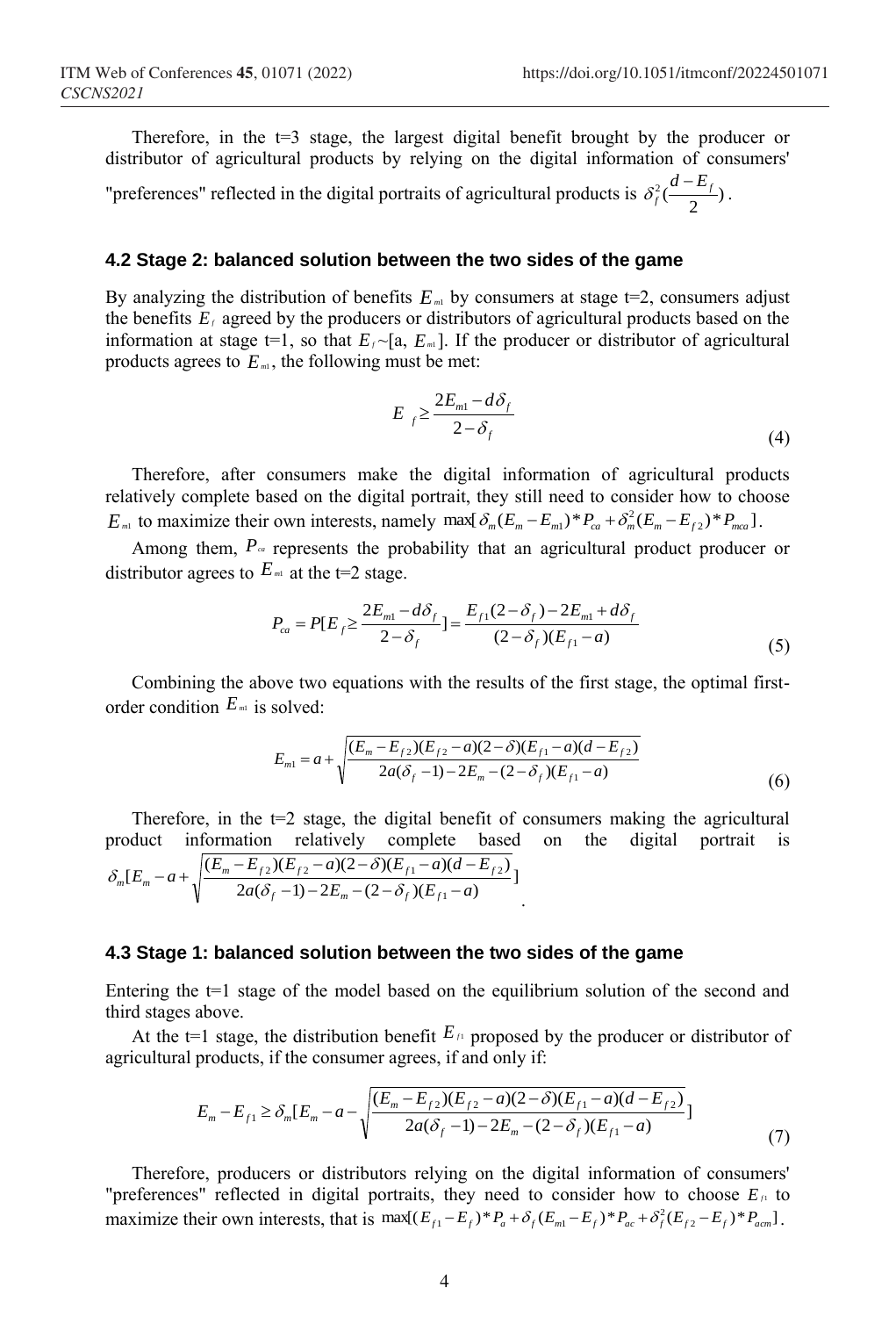Therefore, in the t=3 stage, the largest digital benefit brought by the producer or distributor of agricultural products by relying on the digital information of consumers' "preferences" reflected in the digital portraits of agricultural products is $\delta_f^2(\frac{d-E_f}{2})$.

### 4.2 Stage 2: balanced solution between the two sides of the game

By analyzing the distribution of benefits $E_{m1}$ by consumers at stage t=2, consumers adjust the benefits $E_f$ agreed by the producers or distributors of agricultural products based on the information at stage t=1, so that $E_f$~[a, $E_{m1}$]. If the producer or distributor of agricultural products agrees to $E_{m1}$, the following must be met:

$$E_f \geq \frac{2E_{m1} - d\delta_f}{2-\delta_f} \tag{4}$$

Therefore, after consumers make the digital information of agricultural products relatively complete based on the digital portrait, they still need to consider how to choose $E_{m1}$ to maximize their own interests, namely $\max[\delta_m(E_m - E_{m1}) * P_{ca} + \delta_m^2(E_m - E_{f2}) * P_{mca}]$.

Among them, $P_{ca}$ represents the probability that an agricultural product producer or distributor agrees to $E_{m1}$ at the t=2 stage.

$$P_{ca} = P[E_f \geq \frac{2E_{m1} - d\delta_f}{2-\delta_f}] = \frac{E_{f1}(2-\delta_f) - 2E_{m1} + d\delta_f}{(2-\delta_f)(E_{f1} - a)} \tag{5}$$

Combining the above two equations with the results of the first stage, the optimal first-order condition $E_{m1}$ is solved:

$$E_{m1} = a + \sqrt{\frac{(E_m - E_{f2})(E_{f2} - a)(2-\delta)(E_{f1} - a)(d - E_{f2})}{2a(\delta_f - 1) - 2E_m - (2-\delta_f)(E_{f1} - a)}} \tag{6}$$

Therefore, in the t=2 stage, the digital benefit of consumers making the agricultural product information relatively complete based on the digital portrait is $\delta_m[E_m - a + \sqrt{\frac{(E_m - E_{f2})(E_{f2} - a)(2-\delta)(E_{f1} - a)(d - E_{f2})}{2a(\delta_f - 1) - 2E_m - (2-\delta_f)(E_{f1} - a)}}]$.

### 4.3 Stage 1: balanced solution between the two sides of the game

Entering the t=1 stage of the model based on the equilibrium solution of the second and third stages above.

At the t=1 stage, the distribution benefit $E_{f1}$ proposed by the producer or distributor of agricultural products, if the consumer agrees, if and only if:

$$E_m - E_{f1} \geq \delta_m[E_m - a - \sqrt{\frac{(E_m - E_{f2})(E_{f2} - a)(2-\delta)(E_{f1} - a)(d - E_{f2})}{2a(\delta_f - 1) - 2E_m - (2-\delta_f)(E_{f1} - a)}}] \tag{7}$$

Therefore, producers or distributors relying on the digital information of consumers' "preferences" reflected in digital portraits, they need to consider how to choose $E_{f1}$ to maximize their own interests, that is $\max[(E_{f1} - E_f) * P_a + \delta_f(E_{m1} - E_f) * P_{ac} + \delta_f^2(E_{f2} - E_f) * P_{acm}]$.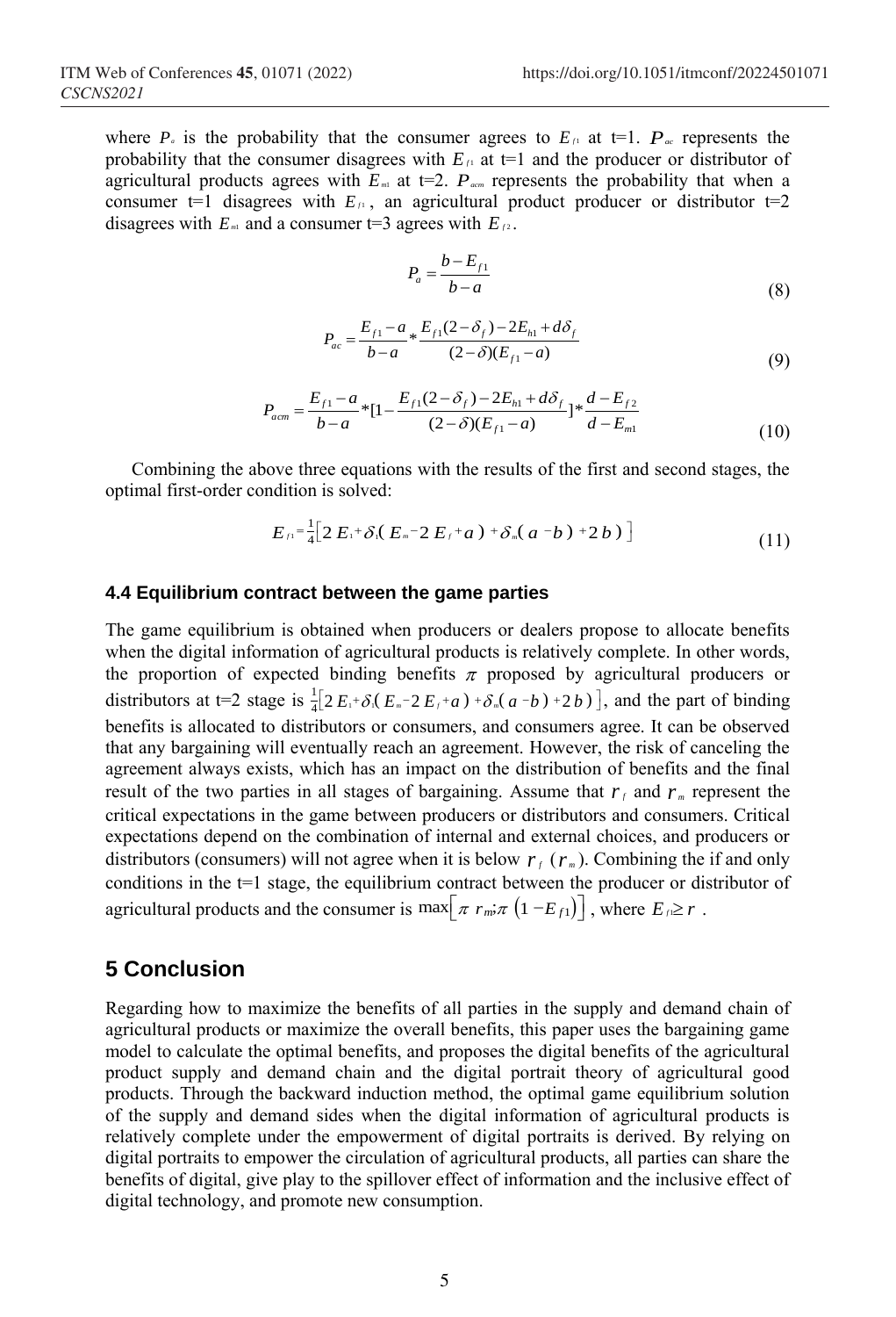where $P_a$ is the probability that the consumer agrees to $E_{f1}$ at t=1. $P_{ac}$ represents the probability that the consumer disagrees with $E_{f1}$ at t=1 and the producer or distributor of agricultural products agrees with $E_{m1}$ at t=2. $P_{acm}$ represents the probability that when a consumer t=1 disagrees with $E_{f1}$, an agricultural product producer or distributor t=2 disagrees with $E_{m1}$ and a consumer t=3 agrees with $E_{f2}$.

$$P_a = \frac{b - E_{f1}}{b - a} \tag{8}$$

$$P_{ac} = \frac{E_{f1} - a}{b - a} * \frac{E_{f1}(2 - \delta_f) - 2E_{h1} + d\delta_f}{(2 - \delta)(E_{f1} - a)} \tag{9}$$

$$P_{acm} = \frac{E_{f1} - a}{b - a} * [1 - \frac{E_{f1}(2 - \delta_f) - 2E_{h1} + d\delta_f}{(2 - \delta)(E_{f1} - a)}] * \frac{d - E_{f2}}{d - E_{m1}} \tag{10}$$

Combining the above three equations with the results of the first and second stages, the optimal first-order condition is solved:

$$E_{f1} = \frac{1}{4}\left[2E_1 + \delta_1(E_m - 2E_f + a) + \delta_m(a - b) + 2b)\right] \tag{11}$$

### 4.4 Equilibrium contract between the game parties

The game equilibrium is obtained when producers or dealers propose to allocate benefits when the digital information of agricultural products is relatively complete. In other words, the proportion of expected binding benefits $\pi$ proposed by agricultural producers or distributors at t=2 stage is $\frac{1}{4}\left[2E_1 + \delta_1(E_m - 2E_f + a) + \delta_m(a - b) + 2b)\right]$, and the part of binding benefits is allocated to distributors or consumers, and consumers agree. It can be observed that any bargaining will eventually reach an agreement. However, the risk of canceling the agreement always exists, which has an impact on the distribution of benefits and the final result of the two parties in all stages of bargaining. Assume that $r_f$ and $r_m$ represent the critical expectations in the game between producers or distributors and consumers. Critical expectations depend on the combination of internal and external choices, and producers or distributors (consumers) will not agree when it is below $r_f$ ($r_m$). Combining the if and only conditions in the t=1 stage, the equilibrium contract between the producer or distributor of agricultural products and the consumer is $\max\left[\pi r_m; \pi\left(1 - E_{f1}\right)\right]$, where $E_{f1} \geq r$ .

## 5 Conclusion

Regarding how to maximize the benefits of all parties in the supply and demand chain of agricultural products or maximize the overall benefits, this paper uses the bargaining game model to calculate the optimal benefits, and proposes the digital benefits of the agricultural product supply and demand chain and the digital portrait theory of agricultural good products. Through the backward induction method, the optimal game equilibrium solution of the supply and demand sides when the digital information of agricultural products is relatively complete under the empowerment of digital portraits is derived. By relying on digital portraits to empower the circulation of agricultural products, all parties can share the benefits of digital, give play to the spillover effect of information and the inclusive effect of digital technology, and promote new consumption.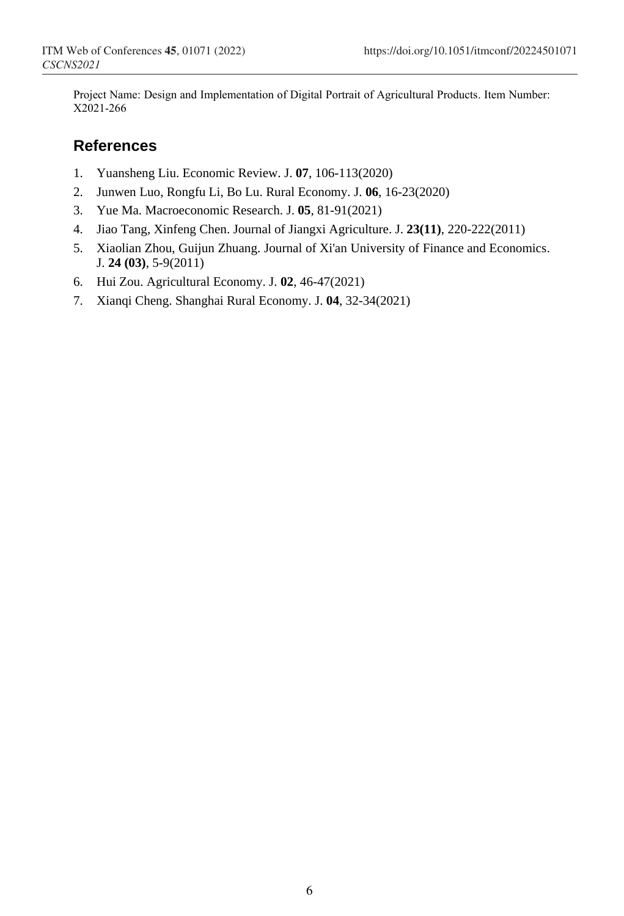Project Name: Design and Implementation of Digital Portrait of Agricultural Products. Item Number: X2021-266

## References

1. Yuansheng Liu. Economic Review. J. **07**, 106-113(2020)
2. Junwen Luo, Rongfu Li, Bo Lu. Rural Economy. J. **06**, 16-23(2020)
3. Yue Ma. Macroeconomic Research. J. **05**, 81-91(2021)
4. Jiao Tang, Xinfeng Chen. Journal of Jiangxi Agriculture. J. **23(11)**, 220-222(2011)
5. Xiaolian Zhou, Guijun Zhuang. Journal of Xi'an University of Finance and Economics. J. **24 (03)**, 5-9(2011)
6. Hui Zou. Agricultural Economy. J. **02**, 46-47(2021)
7. Xianqi Cheng. Shanghai Rural Economy. J. **04**, 32-34(2021)